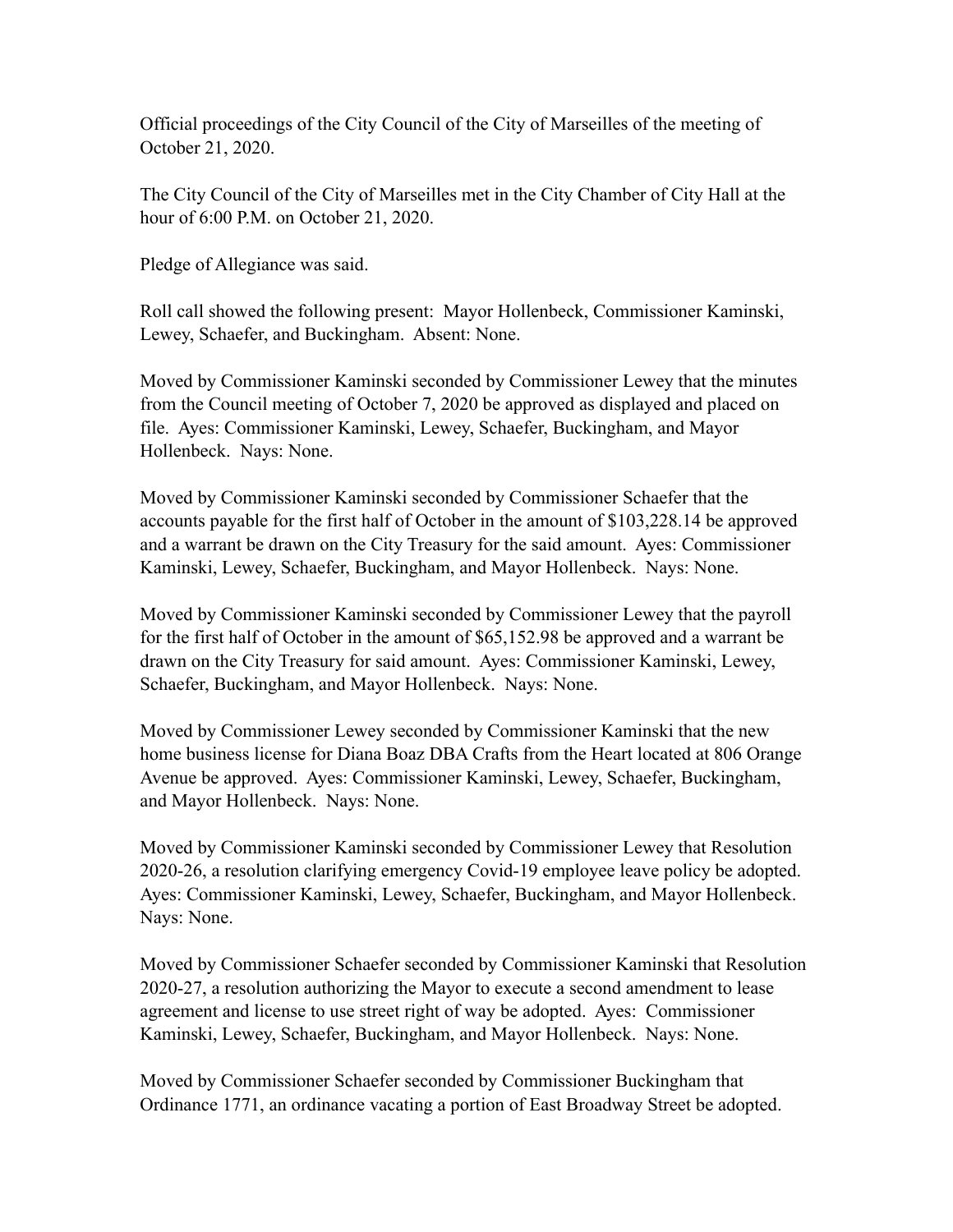Official proceedings of the City Council of the City of Marseilles of the meeting of October 21, 2020.

The City Council of the City of Marseilles met in the City Chamber of City Hall at the hour of 6:00 P.M. on October 21, 2020.

Pledge of Allegiance was said.

Roll call showed the following present: Mayor Hollenbeck, Commissioner Kaminski, Lewey, Schaefer, and Buckingham. Absent: None.

Moved by Commissioner Kaminski seconded by Commissioner Lewey that the minutes from the Council meeting of October 7, 2020 be approved as displayed and placed on file. Ayes: Commissioner Kaminski, Lewey, Schaefer, Buckingham, and Mayor Hollenbeck. Nays: None.

Moved by Commissioner Kaminski seconded by Commissioner Schaefer that the accounts payable for the first half of October in the amount of $103,228.14 be approved and a warrant be drawn on the City Treasury for the said amount. Ayes: Commissioner Kaminski, Lewey, Schaefer, Buckingham, and Mayor Hollenbeck. Nays: None.

Moved by Commissioner Kaminski seconded by Commissioner Lewey that the payroll for the first half of October in the amount of $65,152.98 be approved and a warrant be drawn on the City Treasury for said amount. Ayes: Commissioner Kaminski, Lewey, Schaefer, Buckingham, and Mayor Hollenbeck. Nays: None.

Moved by Commissioner Lewey seconded by Commissioner Kaminski that the new home business license for Diana Boaz DBA Crafts from the Heart located at 806 Orange Avenue be approved. Ayes: Commissioner Kaminski, Lewey, Schaefer, Buckingham, and Mayor Hollenbeck. Nays: None.

Moved by Commissioner Kaminski seconded by Commissioner Lewey that Resolution 2020-26, a resolution clarifying emergency Covid-19 employee leave policy be adopted. Ayes: Commissioner Kaminski, Lewey, Schaefer, Buckingham, and Mayor Hollenbeck. Nays: None.

Moved by Commissioner Schaefer seconded by Commissioner Kaminski that Resolution 2020-27, a resolution authorizing the Mayor to execute a second amendment to lease agreement and license to use street right of way be adopted. Ayes: Commissioner Kaminski, Lewey, Schaefer, Buckingham, and Mayor Hollenbeck. Nays: None.

Moved by Commissioner Schaefer seconded by Commissioner Buckingham that Ordinance 1771, an ordinance vacating a portion of East Broadway Street be adopted.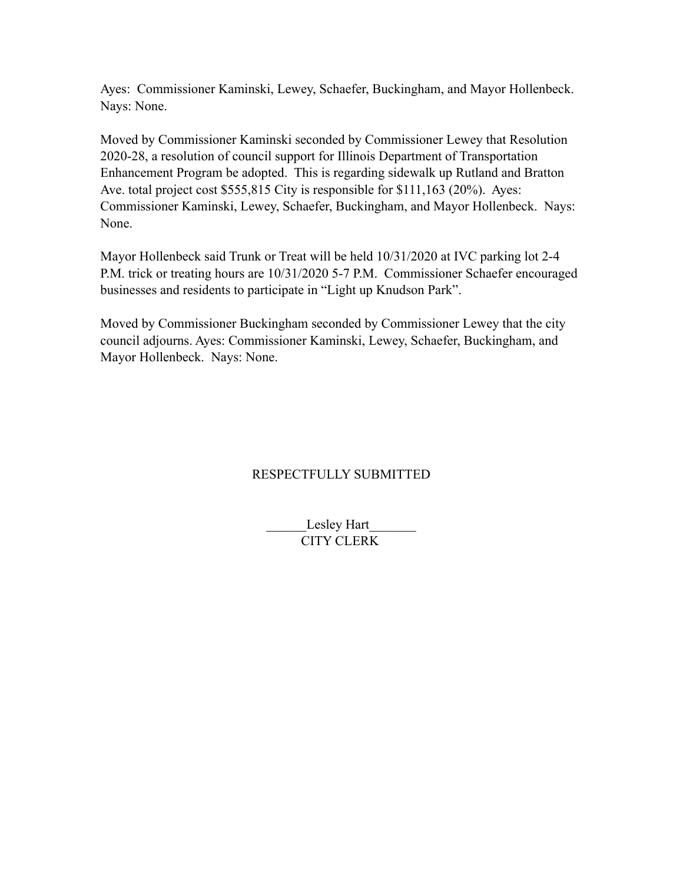Ayes: Commissioner Kaminski, Lewey, Schaefer, Buckingham, and Mayor Hollenbeck. Nays: None.

Moved by Commissioner Kaminski seconded by Commissioner Lewey that Resolution 2020-28, a resolution of council support for Illinois Department of Transportation Enhancement Program be adopted. This is regarding sidewalk up Rutland and Bratton Ave. total project cost $555,815 City is responsible for $111,163 (20%). Ayes: Commissioner Kaminski, Lewey, Schaefer, Buckingham, and Mayor Hollenbeck. Nays: None.

Mayor Hollenbeck said Trunk or Treat will be held 10/31/2020 at IVC parking lot 2-4 P.M. trick or treating hours are 10/31/2020 5-7 P.M. Commissioner Schaefer encouraged businesses and residents to participate in "Light up Knudson Park".

Moved by Commissioner Buckingham seconded by Commissioner Lewey that the city council adjourns. Ayes: Commissioner Kaminski, Lewey, Schaefer, Buckingham, and Mayor Hollenbeck. Nays: None.

RESPECTFULLY SUBMITTED

______Lesley Hart_______
CITY CLERK